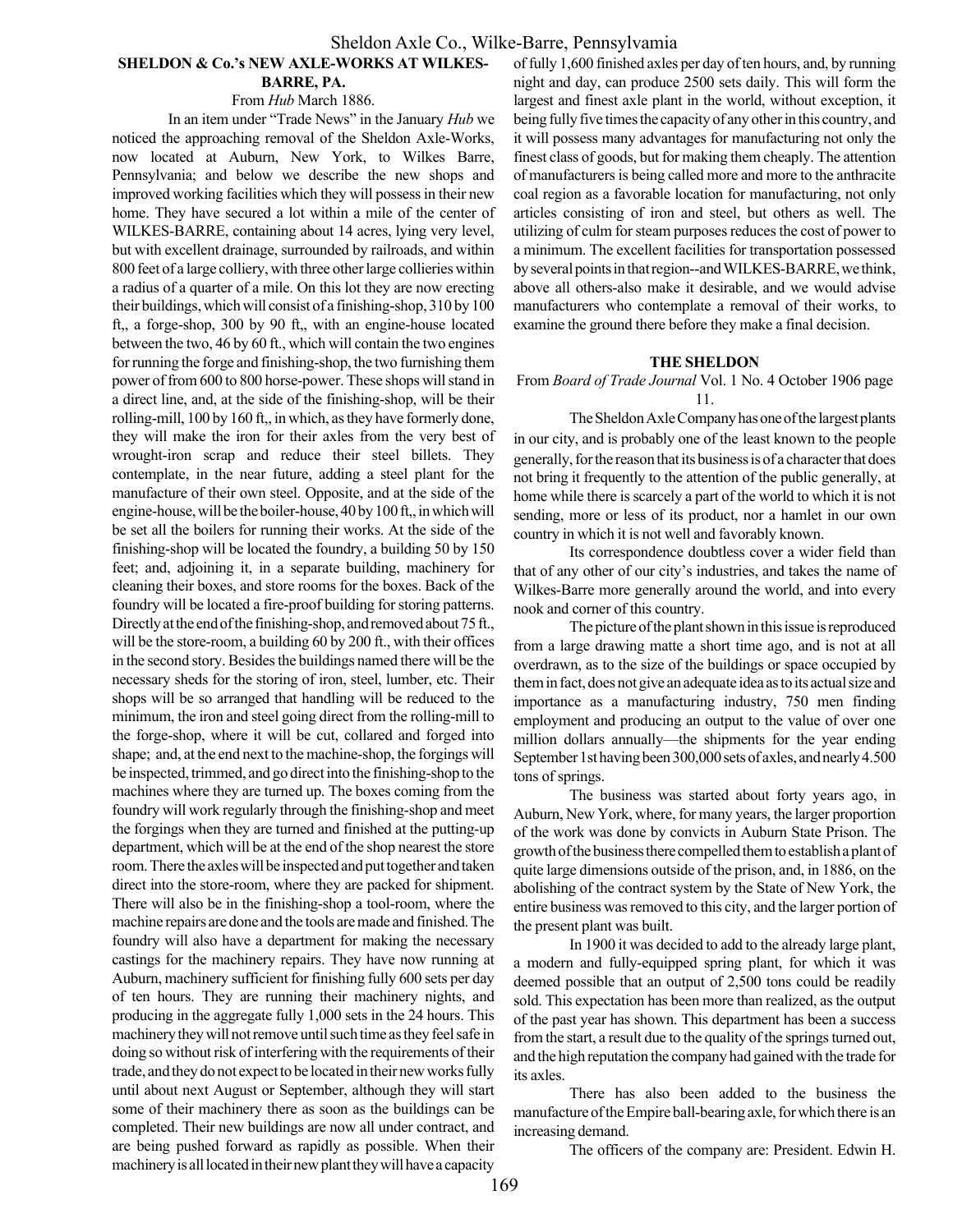# Sheldon Axle Co., Wilke-Barre, Pennsylvamia

## SHELDON & Co.'s NEW AXLE-WORKS AT WILKES-BARRE, PA.

From *Hub* March 1886.

In an item under "Trade News" in the January *Hub* we noticed the approaching removal of the Sheldon Axle-Works, now located at Auburn, New York, to Wilkes Barre, Pennsylvania; and below we describe the new shops and improved working facilities which they will possess in their new home. They have secured a lot within a mile of the center of WILKES-BARRE, containing about 14 acres, lying very level, but with excellent drainage, surrounded by railroads, and within 800 feet of a large colliery, with three other large collieries within a radius of a quarter of a mile. On this lot they are now erecting their buildings, which will consist of a finishing-shop, 310 by 100 ft,, a forge-shop, 300 by 90 ft,, with an engine-house located between the two, 46 by 60 ft., which will contain the two engines for running the forge and finishing-shop, the two furnishing them power of from 600 to 800 horse-power. These shops will stand in a direct line, and, at the side of the finishing-shop, will be their rolling-mill, 100 by 160 ft,, in which, as they have formerly done, they will make the iron for their axles from the very best of wrought-iron scrap and reduce their steel billets. They contemplate, in the near future, adding a steel plant for the manufacture of their own steel. Opposite, and at the side of the engine-house, will be the boiler-house, 40 by 100 ft,, in which will be set all the boilers for running their works. At the side of the finishing-shop will be located the foundry, a building 50 by 150 feet; and, adjoining it, in a separate building, machinery for cleaning their boxes, and store rooms for the boxes. Back of the foundry will be located a fire-proof building for storing patterns. Directly at the end of the finishing-shop, and removed about 75 ft., will be the store-room, a building 60 by 200 ft., with their offices in the second story. Besides the buildings named there will be the necessary sheds for the storing of iron, steel, lumber, etc. Their shops will be so arranged that handling will be reduced to the minimum, the iron and steel going direct from the rolling-mill to the forge-shop, where it will be cut, collared and forged into shape; and, at the end next to the machine-shop, the forgings will be inspected, trimmed, and go direct into the finishing-shop to the machines where they are turned up. The boxes coming from the foundry will work regularly through the finishing-shop and meet the forgings when they are turned and finished at the putting-up department, which will be at the end of the shop nearest the store room. There the axles will be inspected and put together and taken direct into the store-room, where they are packed for shipment. There will also be in the finishing-shop a tool-room, where the machine repairs are done and the tools are made and finished. The foundry will also have a department for making the necessary castings for the machinery repairs. They have now running at Auburn, machinery sufficient for finishing fully 600 sets per day of ten hours. They are running their machinery nights, and producing in the aggregate fully 1,000 sets in the 24 hours. This machinery they will not remove until such time as they feel safe in doing so without risk of interfering with the requirements of their trade, and they do not expect to be located in their new works fully until about next August or September, although they will start some of their machinery there as soon as the buildings can be completed. Their new buildings are now all under contract, and are being pushed forward as rapidly as possible. When their machinery is all located in their new plant they will have a capacity of fully 1,600 finished axles per day of ten hours, and, by running night and day, can produce 2500 sets daily. This will form the largest and finest axle plant in the world, without exception, it being fully five times the capacity of any other in this country, and it will possess many advantages for manufacturing not only the finest class of goods, but for making them cheaply. The attention of manufacturers is being called more and more to the anthracite coal region as a favorable location for manufacturing, not only articles consisting of iron and steel, but others as well. The utilizing of culm for steam purposes reduces the cost of power to a minimum. The excellent facilities for transportation possessed by several points in that region--and WILKES-BARRE, we think, above all others-also make it desirable, and we would advise manufacturers who contemplate a removal of their works, to examine the ground there before they make a final decision.

## THE SHELDON

From *Board of Trade Journal* Vol. 1 No. 4 October 1906 page 11.

The Sheldon Axle Company has one of the largest plants in our city, and is probably one of the least known to the people generally, for the reason that its business is of a character that does not bring it frequently to the attention of the public generally, at home while there is scarcely a part of the world to which it is not sending, more or less of its product, nor a hamlet in our own country in which it is not well and favorably known.

Its correspondence doubtless cover a wider field than that of any other of our city's industries, and takes the name of Wilkes-Barre more generally around the world, and into every nook and corner of this country.

The picture of the plant shown in this issue is reproduced from a large drawing matte a short time ago, and is not at all overdrawn, as to the size of the buildings or space occupied by them in fact, does not give an adequate idea as to its actual size and importance as a manufacturing industry, 750 men finding employment and producing an output to the value of over one million dollars annually—the shipments for the year ending September 1st having been 300,000 sets of axles, and nearly 4.500 tons of springs.

The business was started about forty years ago, in Auburn, New York, where, for many years, the larger proportion of the work was done by convicts in Auburn State Prison. The growth of the business there compelled them to establish a plant of quite large dimensions outside of the prison, and, in 1886, on the abolishing of the contract system by the State of New York, the entire business was removed to this city, and the larger portion of the present plant was built.

In 1900 it was decided to add to the already large plant, a modern and fully-equipped spring plant, for which it was deemed possible that an output of 2,500 tons could be readily sold. This expectation has been more than realized, as the output of the past year has shown. This department has been a success from the start, a result due to the quality of the springs turned out, and the high reputation the company had gained with the trade for its axles.

There has also been added to the business the manufacture of the Empire ball-bearing axle, for which there is an increasing demand.

The officers of the company are: President. Edwin H.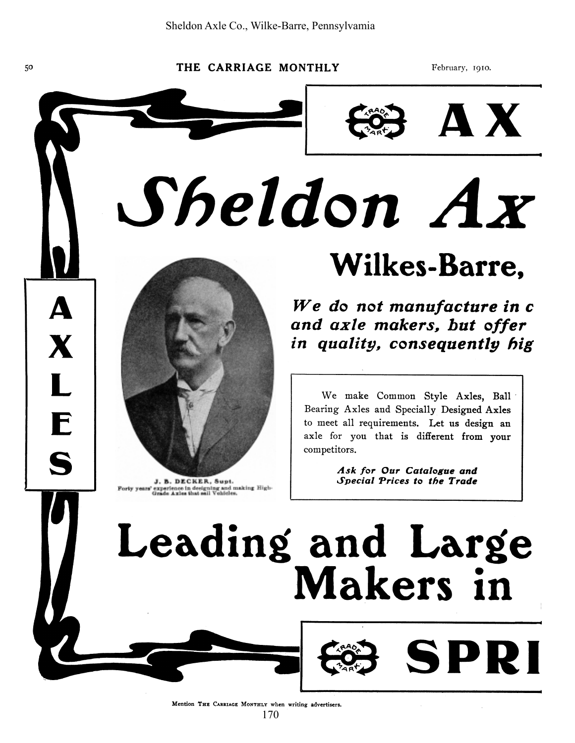Sheldon Axle Co., Wilke-Barre, Pennsylvamia

TRADE MARK **AX**

# *Sheldon Ax*

## Wilkes-Barre,

***We do not manufacture in c and axle makers, but offer in quality, consequently hig***

**A X L E S**

J. B. DECKER, Supt.
Forty years' experience in designing and making High-Grade Axles that sell Vehicles.

We make Common Style Axles, Ball Bearing Axles and Specially Designed Axles to meet all requirements. Let us design an axle for you that is different from your competitors.

***Ask for Our Catalogue and Special Prices to the Trade***

# Leading and Large Makers in

TRADE MARK **SPRI**

Mention THE CARRIAGE MONTHLY when writing advertisers.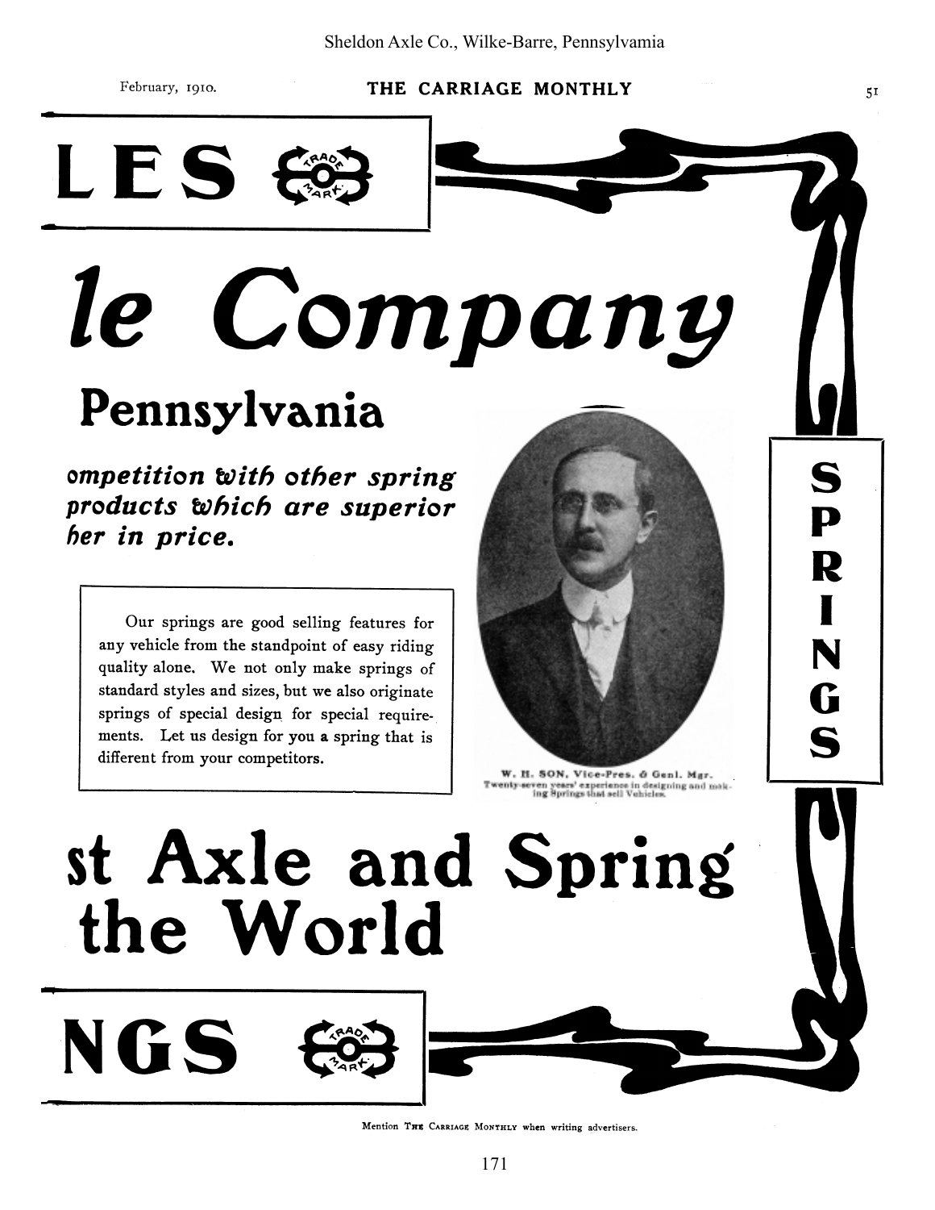Sheldon Axle Co., Wilke-Barre, Pennsylvania

# LES

# le Company

## Pennsylvania

***ompetition with other spring products which are superior her in price.***

Our springs are good selling features for any vehicle from the standpoint of easy riding quality alone. We not only make springs of standard styles and sizes, but we also originate springs of special design for special requirements. Let us design for you a spring that is different from your competitors.

W. H. SON, Vice-Pres. & Genl. Mgr.
Twenty-seven years' experience in designing and making Springs that sell Vehicles.

**SPRINGS**

# st Axle and Spring the World

# NGS

Mention THE CARRIAGE MONTHLY when writing advertisers.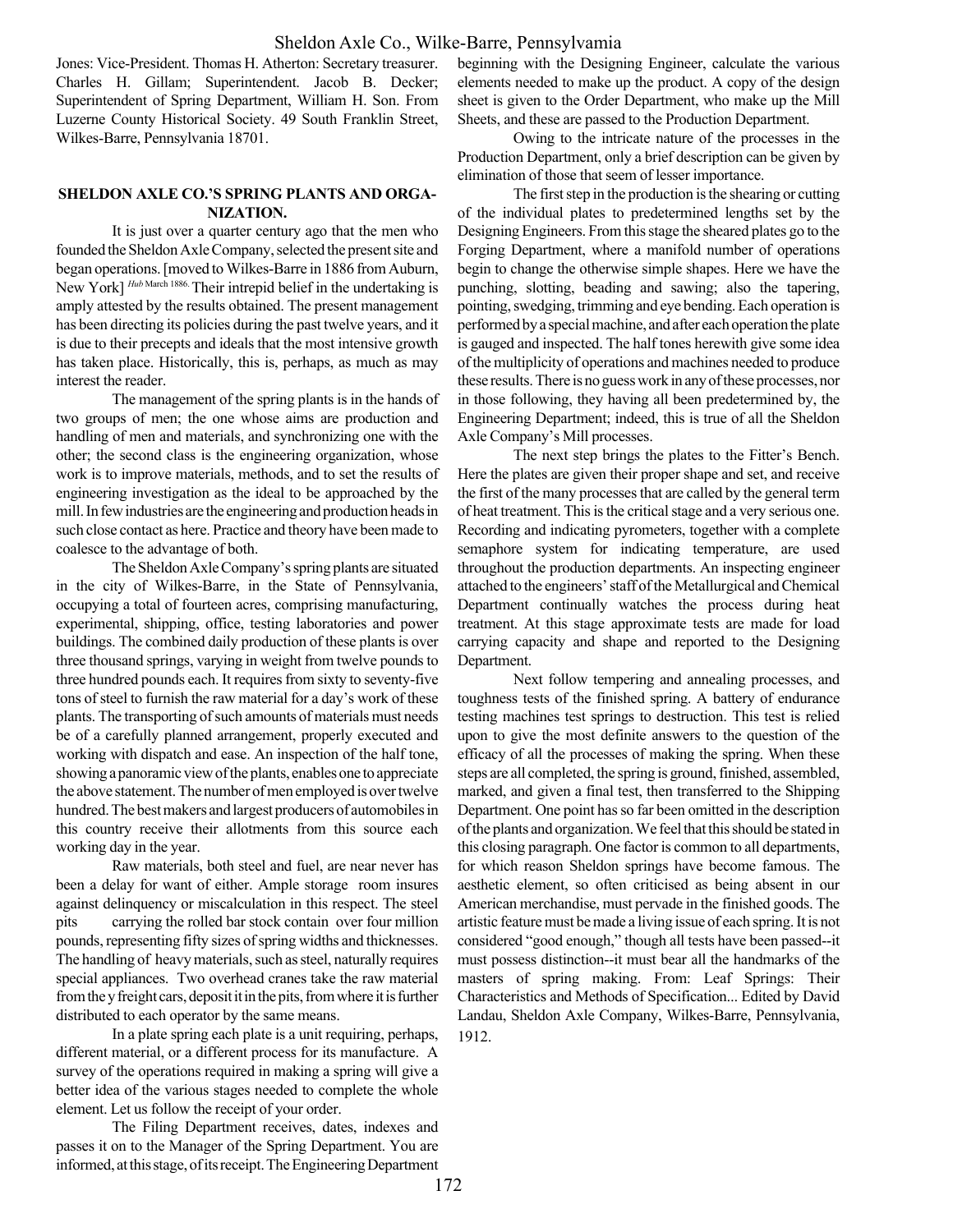Jones: Vice-President. Thomas H. Atherton: Secretary treasurer. Charles H. Gillam; Superintendent. Jacob B. Decker; Superintendent of Spring Department, William H. Son. From Luzerne County Historical Society. 49 South Franklin Street, Wilkes-Barre, Pennsylvania 18701.

**SHELDON AXLE CO.'S SPRING PLANTS AND ORGANIZATION.**

It is just over a quarter century ago that the men who founded the Sheldon Axle Company, selected the present site and began operations. [moved to Wilkes-Barre in 1886 from Auburn, New York] *Hub* March 1886. Their intrepid belief in the undertaking is amply attested by the results obtained. The present management has been directing its policies during the past twelve years, and it is due to their precepts and ideals that the most intensive growth has taken place. Historically, this is, perhaps, as much as may interest the reader.

The management of the spring plants is in the hands of two groups of men; the one whose aims are production and handling of men and materials, and synchronizing one with the other; the second class is the engineering organization, whose work is to improve materials, methods, and to set the results of engineering investigation as the ideal to be approached by the mill. In few industries are the engineering and production heads in such close contact as here. Practice and theory have been made to coalesce to the advantage of both.

The Sheldon Axle Company's spring plants are situated in the city of Wilkes-Barre, in the State of Pennsylvania, occupying a total of fourteen acres, comprising manufacturing, experimental, shipping, office, testing laboratories and power buildings. The combined daily production of these plants is over three thousand springs, varying in weight from twelve pounds to three hundred pounds each. It requires from sixty to seventy-five tons of steel to furnish the raw material for a day's work of these plants. The transporting of such amounts of materials must needs be of a carefully planned arrangement, properly executed and working with dispatch and ease. An inspection of the half tone, showing a panoramic view of the plants, enables one to appreciate the above statement. The number of men employed is over twelve hundred. The best makers and largest producers of automobiles in this country receive their allotments from this source each working day in the year.

Raw materials, both steel and fuel, are near never has been a delay for want of either. Ample storage room insures against delinquency or miscalculation in this respect. The steel pits carrying the rolled bar stock contain over four million pounds, representing fifty sizes of spring widths and thicknesses. The handling of heavy materials, such as steel, naturally requires special appliances. Two overhead cranes take the raw material from the y freight cars, deposit it in the pits, from where it is further distributed to each operator by the same means.

In a plate spring each plate is a unit requiring, perhaps, different material, or a different process for its manufacture. A survey of the operations required in making a spring will give a better idea of the various stages needed to complete the whole element. Let us follow the receipt of your order.

The Filing Department receives, dates, indexes and passes it on to the Manager of the Spring Department. You are informed, at this stage, of its receipt. The Engineering Department beginning with the Designing Engineer, calculate the various elements needed to make up the product. A copy of the design sheet is given to the Order Department, who make up the Mill Sheets, and these are passed to the Production Department.

Owing to the intricate nature of the processes in the Production Department, only a brief description can be given by elimination of those that seem of lesser importance.

The first step in the production is the shearing or cutting of the individual plates to predetermined lengths set by the Designing Engineers. From this stage the sheared plates go to the Forging Department, where a manifold number of operations begin to change the otherwise simple shapes. Here we have the punching, slotting, beading and sawing; also the tapering, pointing, swedging, trimming and eye bending. Each operation is performed by a special machine, and after each operation the plate is gauged and inspected. The half tones herewith give some idea of the multiplicity of operations and machines needed to produce these results. There is no guess work in any of these processes, nor in those following, they having all been predetermined by, the Engineering Department; indeed, this is true of all the Sheldon Axle Company's Mill processes.

The next step brings the plates to the Fitter's Bench. Here the plates are given their proper shape and set, and receive the first of the many processes that are called by the general term of heat treatment. This is the critical stage and a very serious one. Recording and indicating pyrometers, together with a complete semaphore system for indicating temperature, are used throughout the production departments. An inspecting engineer attached to the engineers' staff of the Metallurgical and Chemical Department continually watches the process during heat treatment. At this stage approximate tests are made for load carrying capacity and shape and reported to the Designing Department.

Next follow tempering and annealing processes, and toughness tests of the finished spring. A battery of endurance testing machines test springs to destruction. This test is relied upon to give the most definite answers to the question of the efficacy of all the processes of making the spring. When these steps are all completed, the spring is ground, finished, assembled, marked, and given a final test, then transferred to the Shipping Department. One point has so far been omitted in the description of the plants and organization. We feel that this should be stated in this closing paragraph. One factor is common to all departments, for which reason Sheldon springs have become famous. The aesthetic element, so often criticised as being absent in our American merchandise, must pervade in the finished goods. The artistic feature must be made a living issue of each spring. It is not considered "good enough," though all tests have been passed--it must possess distinction--it must bear all the handmarks of the masters of spring making. From: Leaf Springs: Their Characteristics and Methods of Specification... Edited by David Landau, Sheldon Axle Company, Wilkes-Barre, Pennsylvania, 1912.